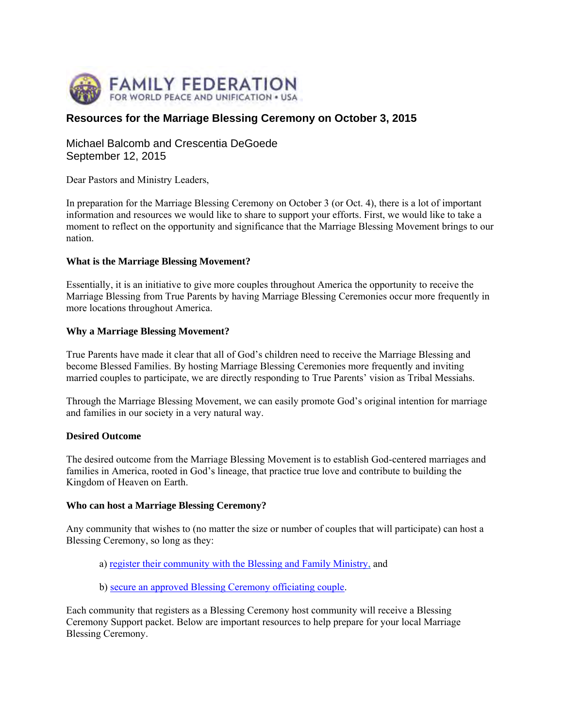FAMILY FEDERATION
FOR WORLD PEACE AND UNIFICATION • USA

# Resources for the Marriage Blessing Ceremony on October 3, 2015

Michael Balcomb and Crescentia DeGoede
September 12, 2015

Dear Pastors and Ministry Leaders,

In preparation for the Marriage Blessing Ceremony on October 3 (or Oct. 4), there is a lot of important information and resources we would like to share to support your efforts. First, we would like to take a moment to reflect on the opportunity and significance that the Marriage Blessing Movement brings to our nation.

**What is the Marriage Blessing Movement?**

Essentially, it is an initiative to give more couples throughout America the opportunity to receive the Marriage Blessing from True Parents by having Marriage Blessing Ceremonies occur more frequently in more locations throughout America.

**Why a Marriage Blessing Movement?**

True Parents have made it clear that all of God's children need to receive the Marriage Blessing and become Blessed Families. By hosting Marriage Blessing Ceremonies more frequently and inviting married couples to participate, we are directly responding to True Parents' vision as Tribal Messiahs.

Through the Marriage Blessing Movement, we can easily promote God's original intention for marriage and families in our society in a very natural way.

**Desired Outcome**

The desired outcome from the Marriage Blessing Movement is to establish God-centered marriages and families in America, rooted in God's lineage, that practice true love and contribute to building the Kingdom of Heaven on Earth.

**Who can host a Marriage Blessing Ceremony?**

Any community that wishes to (no matter the size or number of couples that will participate) can host a Blessing Ceremony, so long as they:

a) register their community with the Blessing and Family Ministry, and

b) secure an approved Blessing Ceremony officiating couple.

Each community that registers as a Blessing Ceremony host community will receive a Blessing Ceremony Support packet. Below are important resources to help prepare for your local Marriage Blessing Ceremony.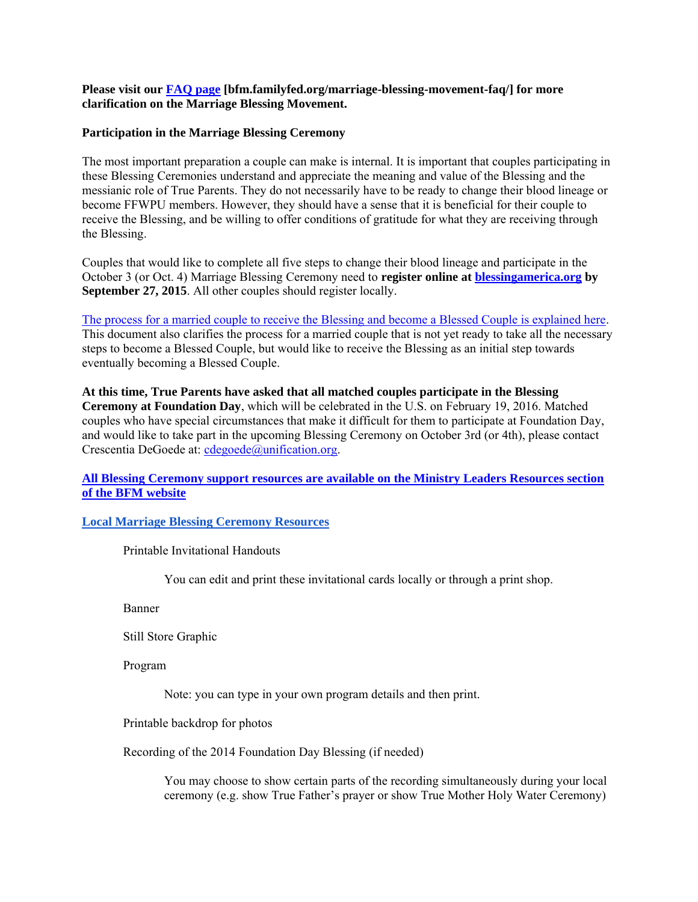**Please visit our FAQ page [bfm.familyfed.org/marriage-blessing-movement-faq/] for more clarification on the Marriage Blessing Movement.**

**Participation in the Marriage Blessing Ceremony**

The most important preparation a couple can make is internal. It is important that couples participating in these Blessing Ceremonies understand and appreciate the meaning and value of the Blessing and the messianic role of True Parents. They do not necessarily have to be ready to change their blood lineage or become FFWPU members. However, they should have a sense that it is beneficial for their couple to receive the Blessing, and be willing to offer conditions of gratitude for what they are receiving through the Blessing.

Couples that would like to complete all five steps to change their blood lineage and participate in the October 3 (or Oct. 4) Marriage Blessing Ceremony need to **register online at blessingamerica.org by September 27, 2015**. All other couples should register locally.

The process for a married couple to receive the Blessing and become a Blessed Couple is explained here. This document also clarifies the process for a married couple that is not yet ready to take all the necessary steps to become a Blessed Couple, but would like to receive the Blessing as an initial step towards eventually becoming a Blessed Couple.

**At this time, True Parents have asked that all matched couples participate in the Blessing Ceremony at Foundation Day**, which will be celebrated in the U.S. on February 19, 2016. Matched couples who have special circumstances that make it difficult for them to participate at Foundation Day, and would like to take part in the upcoming Blessing Ceremony on October 3rd (or 4th), please contact Crescentia DeGoede at: cdegoede@unification.org.

**All Blessing Ceremony support resources are available on the Ministry Leaders Resources section of the BFM website**

**Local Marriage Blessing Ceremony Resources**

- Printable Invitational Handouts
  - You can edit and print these invitational cards locally or through a print shop.
- Banner
- Still Store Graphic
- Program
  - Note: you can type in your own program details and then print.
- Printable backdrop for photos
- Recording of the 2014 Foundation Day Blessing (if needed)
  - You may choose to show certain parts of the recording simultaneously during your local ceremony (e.g. show True Father's prayer or show True Mother Holy Water Ceremony)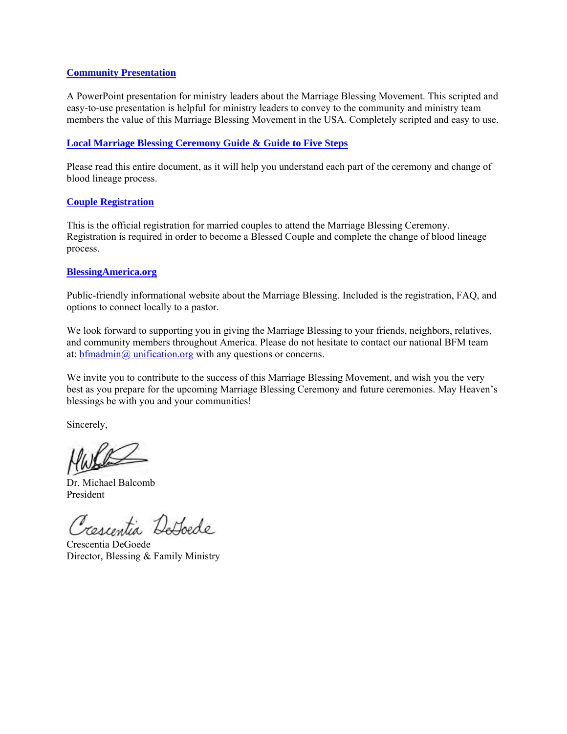**Community Presentation**

A PowerPoint presentation for ministry leaders about the Marriage Blessing Movement. This scripted and easy-to-use presentation is helpful for ministry leaders to convey to the community and ministry team members the value of this Marriage Blessing Movement in the USA. Completely scripted and easy to use.

**Local Marriage Blessing Ceremony Guide & Guide to Five Steps**

Please read this entire document, as it will help you understand each part of the ceremony and change of blood lineage process.

**Couple Registration**

This is the official registration for married couples to attend the Marriage Blessing Ceremony. Registration is required in order to become a Blessed Couple and complete the change of blood lineage process.

**BlessingAmerica.org**

Public-friendly informational website about the Marriage Blessing. Included is the registration, FAQ, and options to connect locally to a pastor.

We look forward to supporting you in giving the Marriage Blessing to your friends, neighbors, relatives, and community members throughout America. Please do not hesitate to contact our national BFM team at: bfmadmin@ unification.org with any questions or concerns.

We invite you to contribute to the success of this Marriage Blessing Movement, and wish you the very best as you prepare for the upcoming Marriage Blessing Ceremony and future ceremonies. May Heaven's blessings be with you and your communities!

Sincerely,

Dr. Michael Balcomb
President

Crescentia DeGoede
Director, Blessing & Family Ministry